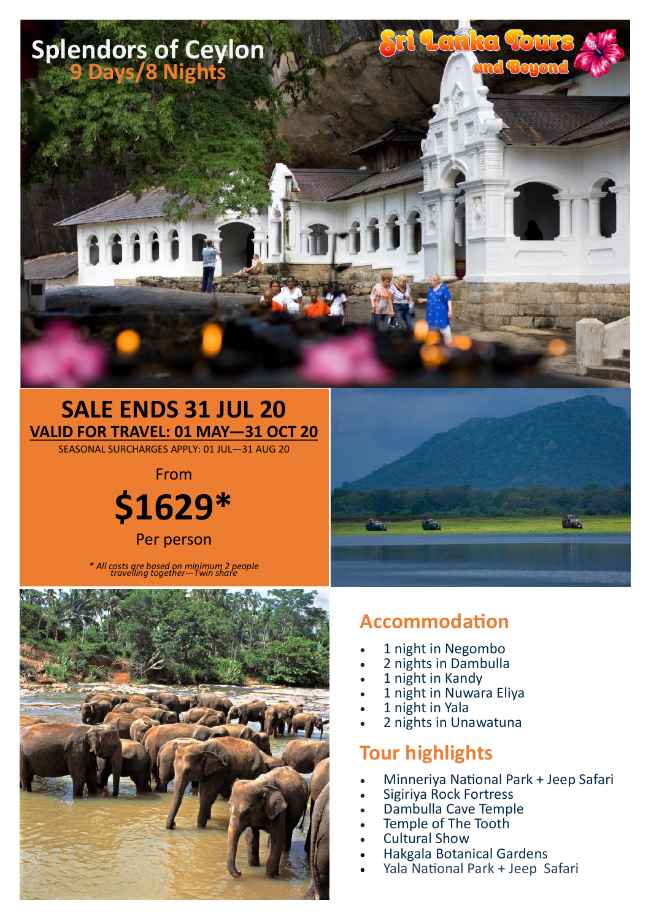# Splendors of Ceylon

## 9 Days/8 Nights

Sri Lanka Tours and Beyond

## SALE ENDS 31 JUL 20

**VALID FOR TRAVEL: 01 MAY—31 OCT 20**

SEASONAL SURCHARGES APPLY: 01 JUL—31 AUG 20

From

**$1629***

Per person

*\* All costs are based on minimum 2 people travelling together—Twin share*

## Accommodation

- 1 night in Negombo
- 2 nights in Dambulla
- 1 night in Kandy
- 1 night in Nuwara Eliya
- 1 night in Yala
- 2 nights in Unawatuna

## Tour highlights

- Minneriya National Park + Jeep Safari
- Sigiriya Rock Fortress
- Dambulla Cave Temple
- Temple of The Tooth
- Cultural Show
- Hakgala Botanical Gardens
- Yala National Park + Jeep Safari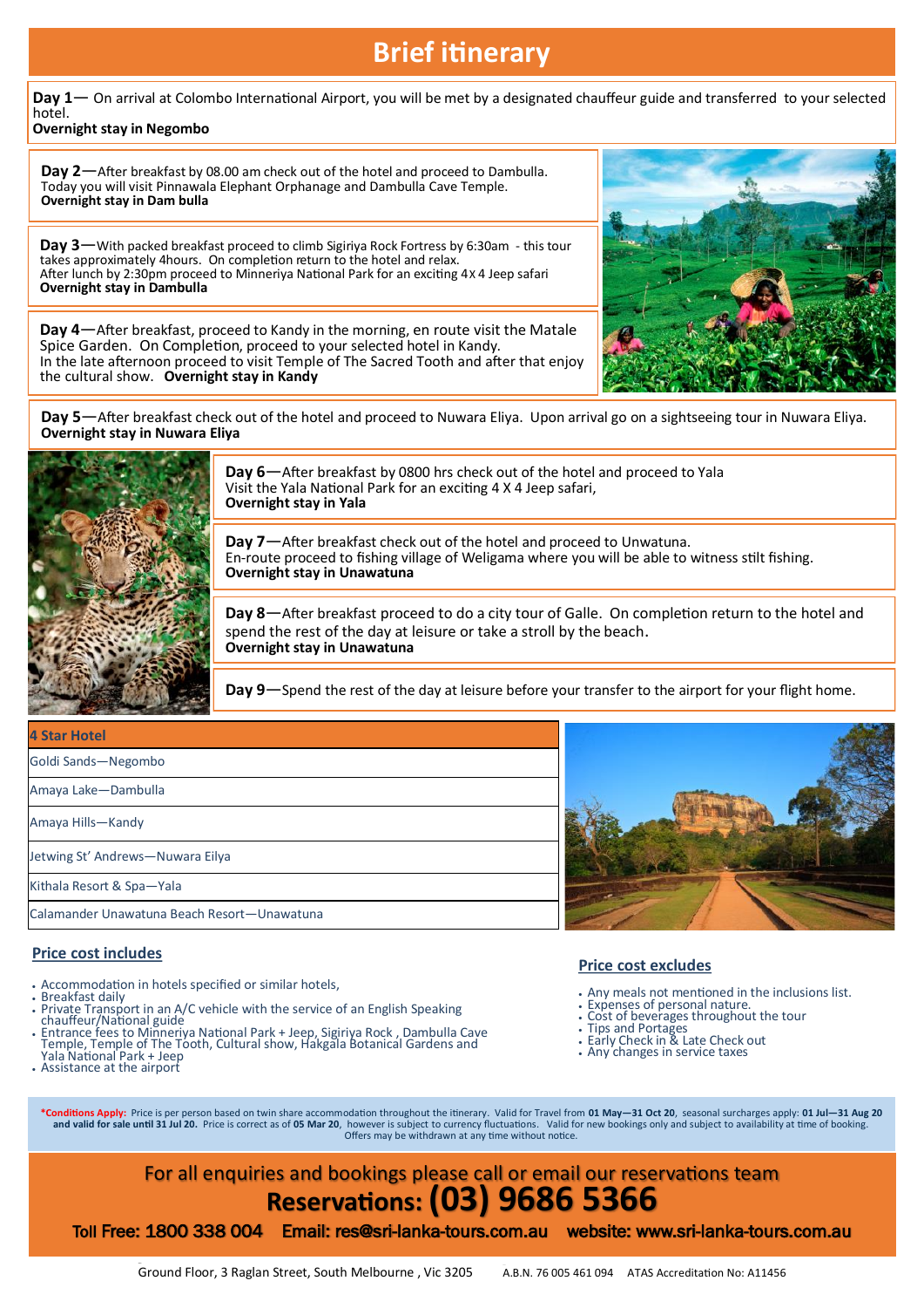# Brief itinerary

**Day 1**— On arrival at Colombo International Airport, you will be met by a designated chauffeur guide and transferred to your selected hotel.
**Overnight stay in Negombo**

**Day 2**—After breakfast by 08.00 am check out of the hotel and proceed to Dambulla. Today you will visit Pinnawala Elephant Orphanage and Dambulla Cave Temple.
**Overnight stay in Dam bulla**

**Day 3**—With packed breakfast proceed to climb Sigiriya Rock Fortress by 6:30am - this tour takes approximately 4hours. On completion return to the hotel and relax.
After lunch by 2:30pm proceed to Minneriya National Park for an exciting 4X 4 Jeep safari
**Overnight stay in Dambulla**

**Day 4**—After breakfast, proceed to Kandy in the morning, en route visit the Matale Spice Garden. On Completion, proceed to your selected hotel in Kandy.
In the late afternoon proceed to visit Temple of The Sacred Tooth and after that enjoy the cultural show. **Overnight stay in Kandy**

**Day 5**—After breakfast check out of the hotel and proceed to Nuwara Eliya. Upon arrival go on a sightseeing tour in Nuwara Eliya.
**Overnight stay in Nuwara Eliya**

**Day 6**—After breakfast by 0800 hrs check out of the hotel and proceed to Yala
Visit the Yala National Park for an exciting 4 X 4 Jeep safari,
**Overnight stay in Yala**

**Day 7**—After breakfast check out of the hotel and proceed to Unwatuna.
En-route proceed to fishing village of Weligama where you will be able to witness stilt fishing.
**Overnight stay in Unawatuna**

**Day 8**—After breakfast proceed to do a city tour of Galle. On completion return to the hotel and spend the rest of the day at leisure or take a stroll by the beach.
**Overnight stay in Unawatuna**

**Day 9**—Spend the rest of the day at leisure before your transfer to the airport for your flight home.

| 4 Star Hotel |
| --- |
| Goldi Sands—Negombo |
| Amaya Lake—Dambulla |
| Amaya Hills—Kandy |
| Jetwing St' Andrews—Nuwara Eilya |
| Kithala Resort & Spa—Yala |
| Calamander Unawatuna Beach Resort—Unawatuna |

## Price cost includes

- Accommodation in hotels specified or similar hotels,
- Breakfast daily
- Private Transport in an A/C vehicle with the service of an English Speaking chauffeur/National guide
- Entrance fees to Minneriya National Park + Jeep, Sigiriya Rock , Dambulla Cave Temple, Temple of The Tooth, Cultural show, Hakgala Botanical Gardens and Yala National Park + Jeep
- Assistance at the airport

## Price cost excludes

- Any meals not mentioned in the inclusions list.
- Expenses of personal nature.
- Cost of beverages throughout the tour
- Tips and Portages
- Early Check in & Late Check out
- Any changes in service taxes

***Conditions Apply:** Price is per person based on twin share accommodation throughout the itinerary. Valid for Travel from **01 May—31 Oct 20**, seasonal surcharges apply: **01 Jul—31 Aug 20 and valid for sale until 31 Jul 20.** Price is correct as of **05 Mar 20**, however is subject to currency fluctuations. Valid for new bookings only and subject to availability at time of booking. Offers may be withdrawn at any time without notice.

For all enquiries and bookings please call or email our reservations team

**Reservations: (03) 9686 5366**

**Toll Free: 1800 338 004 Email: res@sri-lanka-tours.com.au website: www.sri-lanka-tours.com.au**

Ground Floor, 3 Raglan Street, South Melbourne , Vic 3205 A.B.N. 76 005 461 094 ATAS Accreditation No: A11456